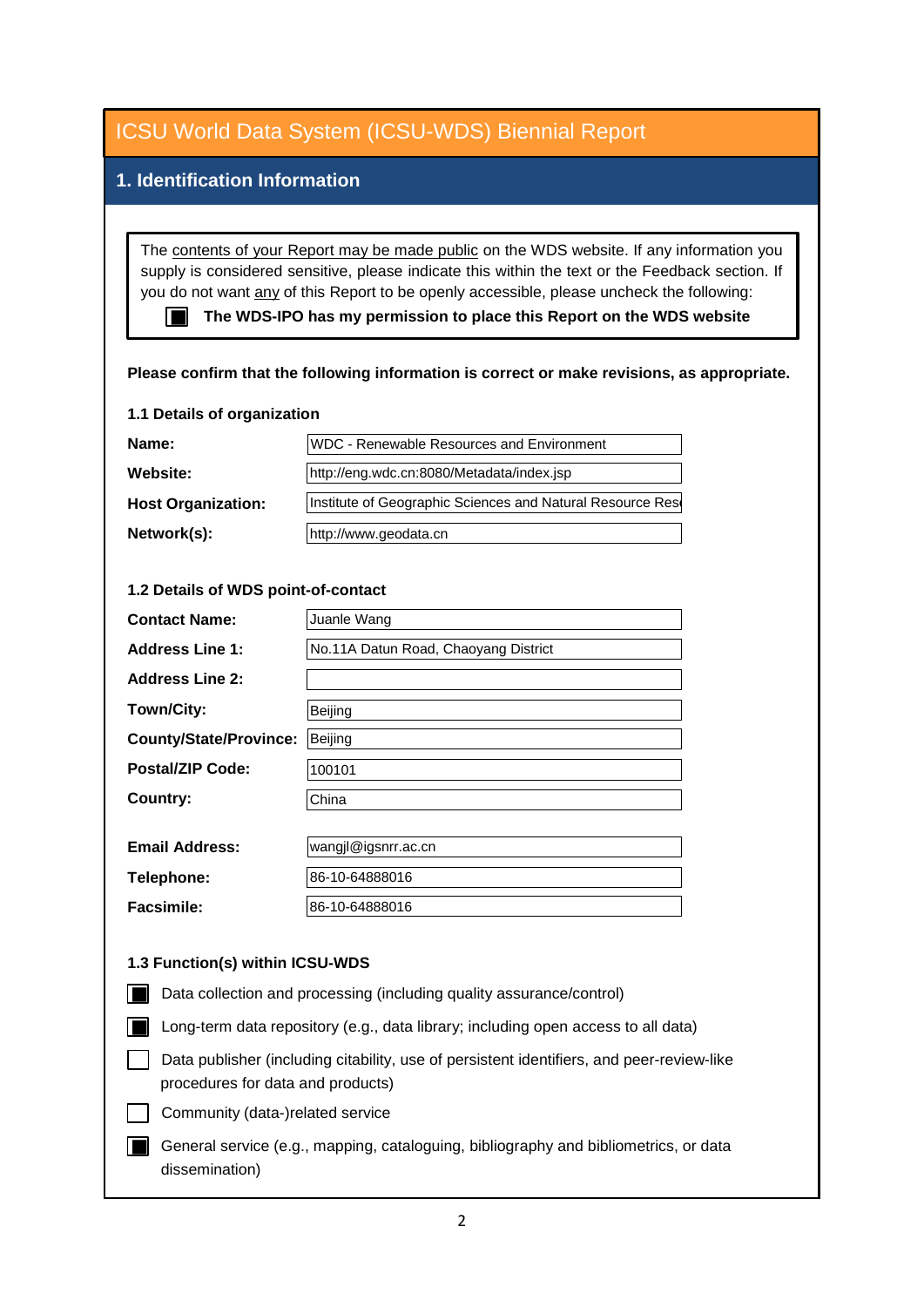# ICSU World Data System (ICSU-WDS) Biennial Report

## 1. Identification Information

The contents of your Report may be made public on the WDS website. If any information you supply is considered sensitive, please indicate this within the text or the Feedback section. If you do not want any of this Report to be openly accessible, please uncheck the following:

- [x] **The WDS-IPO has my permission to place this Report on the WDS website**

**Please confirm that the following information is correct or make revisions, as appropriate.**

### 1.1 Details of organization

| | |
|---|---|
| **Name:** | WDC - Renewable Resources and Environment |
| **Website:** | http://eng.wdc.cn:8080/Metadata/index.jsp |
| **Host Organization:** | Institute of Geographic Sciences and Natural Resource Res |
| **Network(s):** | http://www.geodata.cn |

### 1.2 Details of WDS point-of-contact

| | |
|---|---|
| **Contact Name:** | Juanle Wang |
| **Address Line 1:** | No.11A Datun Road, Chaoyang District |
| **Address Line 2:** | |
| **Town/City:** | Beijing |
| **County/State/Province:** | Beijing |
| **Postal/ZIP Code:** | 100101 |
| **Country:** | China |
| **Email Address:** | wangjl@igsnrr.ac.cn |
| **Telephone:** | 86-10-64888016 |
| **Facsimile:** | 86-10-64888016 |

### 1.3 Function(s) within ICSU-WDS

- [x] Data collection and processing (including quality assurance/control)
- [x] Long-term data repository (e.g., data library; including open access to all data)
- [ ] Data publisher (including citability, use of persistent identifiers, and peer-review-like procedures for data and products)
- [ ] Community (data-)related service
- [x] General service (e.g., mapping, cataloguing, bibliography and bibliometrics, or data dissemination)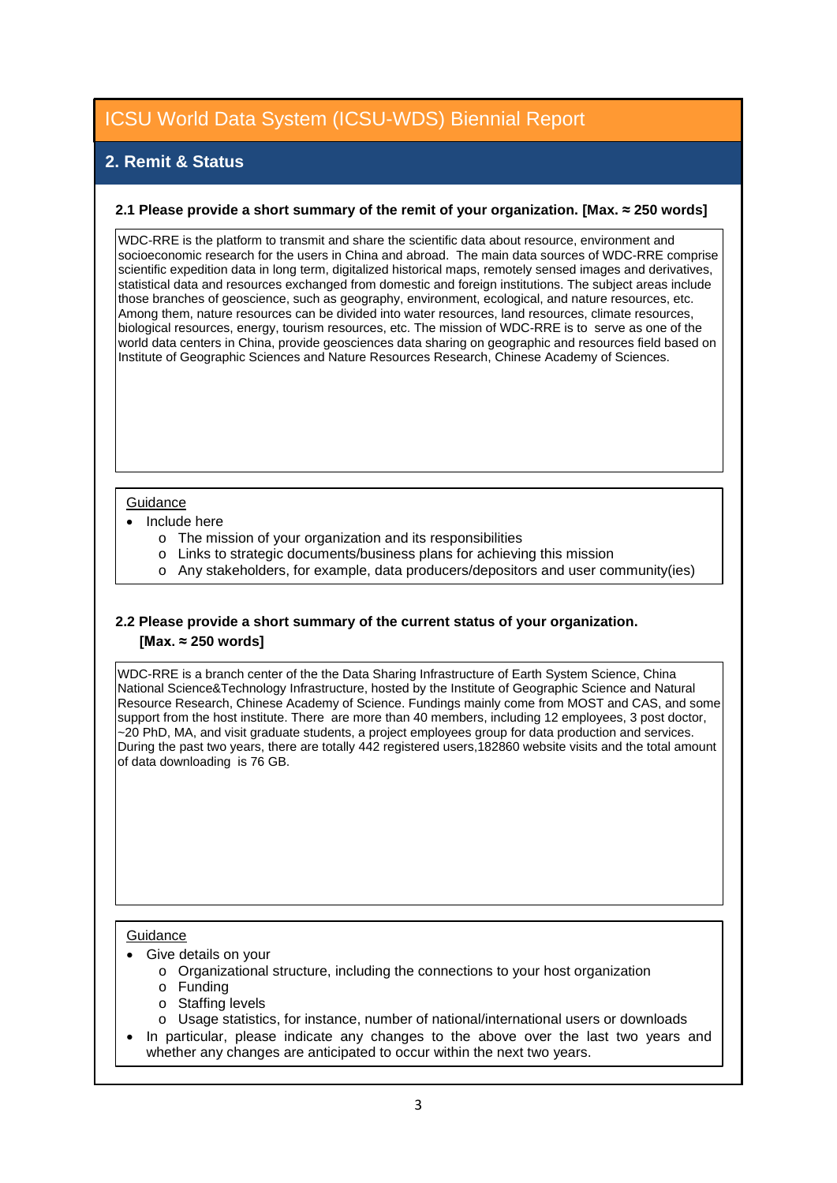# ICSU World Data System (ICSU-WDS) Biennial Report

## 2. Remit & Status

### 2.1 Please provide a short summary of the remit of your organization. [Max. ≈ 250 words]

WDC-RRE is the platform to transmit and share the scientific data about resource, environment and socioeconomic research for the users in China and abroad. The main data sources of WDC-RRE comprise scientific expedition data in long term, digitalized historical maps, remotely sensed images and derivatives, statistical data and resources exchanged from domestic and foreign institutions. The subject areas include those branches of geoscience, such as geography, environment, ecological, and nature resources, etc. Among them, nature resources can be divided into water resources, land resources, climate resources, biological resources, energy, tourism resources, etc. The mission of WDC-RRE is to serve as one of the world data centers in China, provide geosciences data sharing on geographic and resources field based on Institute of Geographic Sciences and Nature Resources Research, Chinese Academy of Sciences.

Guidance

- Include here
  - The mission of your organization and its responsibilities
  - Links to strategic documents/business plans for achieving this mission
  - Any stakeholders, for example, data producers/depositors and user community(ies)

### 2.2 Please provide a short summary of the current status of your organization. [Max. ≈ 250 words]

WDC-RRE is a branch center of the the Data Sharing Infrastructure of Earth System Science, China National Science&Technology Infrastructure, hosted by the Institute of Geographic Science and Natural Resource Research, Chinese Academy of Science. Fundings mainly come from MOST and CAS, and some support from the host institute. There are more than 40 members, including 12 employees, 3 post doctor, ~20 PhD, MA, and visit graduate students, a project employees group for data production and services. During the past two years, there are totally 442 registered users,182860 website visits and the total amount of data downloading is 76 GB.

Guidance

- Give details on your
  - Organizational structure, including the connections to your host organization
  - Funding
  - Staffing levels
  - Usage statistics, for instance, number of national/international users or downloads
- In particular, please indicate any changes to the above over the last two years and whether any changes are anticipated to occur within the next two years.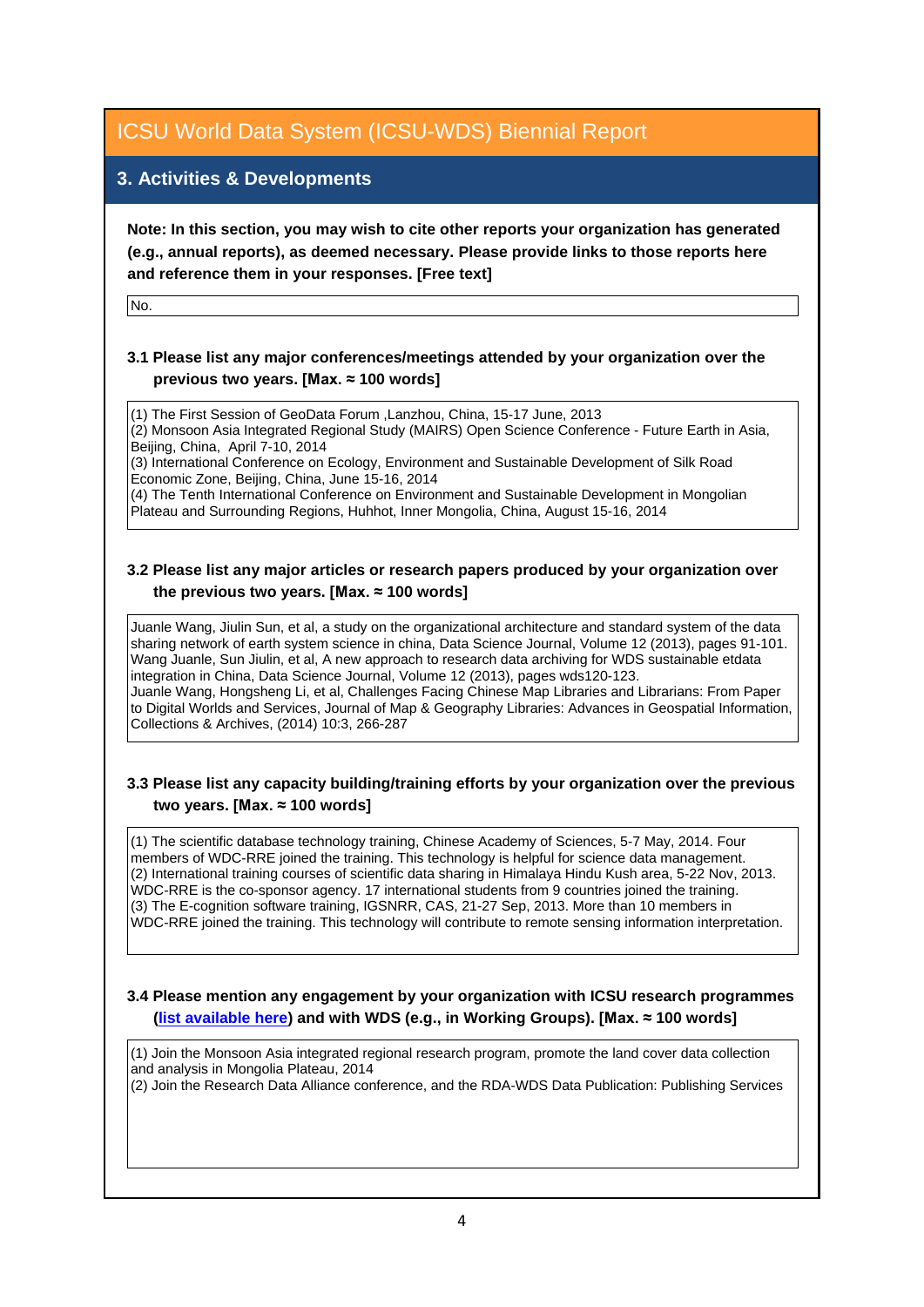# ICSU World Data System (ICSU-WDS) Biennial Report

## 3. Activities & Developments

**Note: In this section, you may wish to cite other reports your organization has generated (e.g., annual reports), as deemed necessary. Please provide links to those reports here and reference them in your responses. [Free text]**

No.

**3.1 Please list any major conferences/meetings attended by your organization over the previous two years. [Max. ≈ 100 words]**

(1) The First Session of GeoData Forum ,Lanzhou, China, 15-17 June, 2013
(2) Monsoon Asia Integrated Regional Study (MAIRS) Open Science Conference - Future Earth in Asia, Beijing, China, April 7-10, 2014
(3) International Conference on Ecology, Environment and Sustainable Development of Silk Road Economic Zone, Beijing, China, June 15-16, 2014
(4) The Tenth International Conference on Environment and Sustainable Development in Mongolian Plateau and Surrounding Regions, Huhhot, Inner Mongolia, China, August 15-16, 2014

**3.2 Please list any major articles or research papers produced by your organization over the previous two years. [Max. ≈ 100 words]**

Juanle Wang, Jiulin Sun, et al, a study on the organizational architecture and standard system of the data sharing network of earth system science in china, Data Science Journal, Volume 12 (2013), pages 91-101.
Wang Juanle, Sun Jiulin, et al, A new approach to research data archiving for WDS sustainable etdata integration in China, Data Science Journal, Volume 12 (2013), pages wds120-123.
Juanle Wang, Hongsheng Li, et al, Challenges Facing Chinese Map Libraries and Librarians: From Paper to Digital Worlds and Services, Journal of Map & Geography Libraries: Advances in Geospatial Information, Collections & Archives, (2014) 10:3, 266-287

**3.3 Please list any capacity building/training efforts by your organization over the previous two years. [Max. ≈ 100 words]**

(1) The scientific database technology training, Chinese Academy of Sciences, 5-7 May, 2014. Four members of WDC-RRE joined the training. This technology is helpful for science data management.
(2) International training courses of scientific data sharing in Himalaya Hindu Kush area, 5-22 Nov, 2013. WDC-RRE is the co-sponsor agency. 17 international students from 9 countries joined the training.
(3) The E-cognition software training, IGSNRR, CAS, 21-27 Sep, 2013. More than 10 members in WDC-RRE joined the training. This technology will contribute to remote sensing information interpretation.

**3.4 Please mention any engagement by your organization with ICSU research programmes ([list available here]) and with WDS (e.g., in Working Groups). [Max. ≈ 100 words]**

(1) Join the Monsoon Asia integrated regional research program, promote the land cover data collection and analysis in Mongolia Plateau, 2014
(2) Join the Research Data Alliance conference, and the RDA-WDS Data Publication: Publishing Services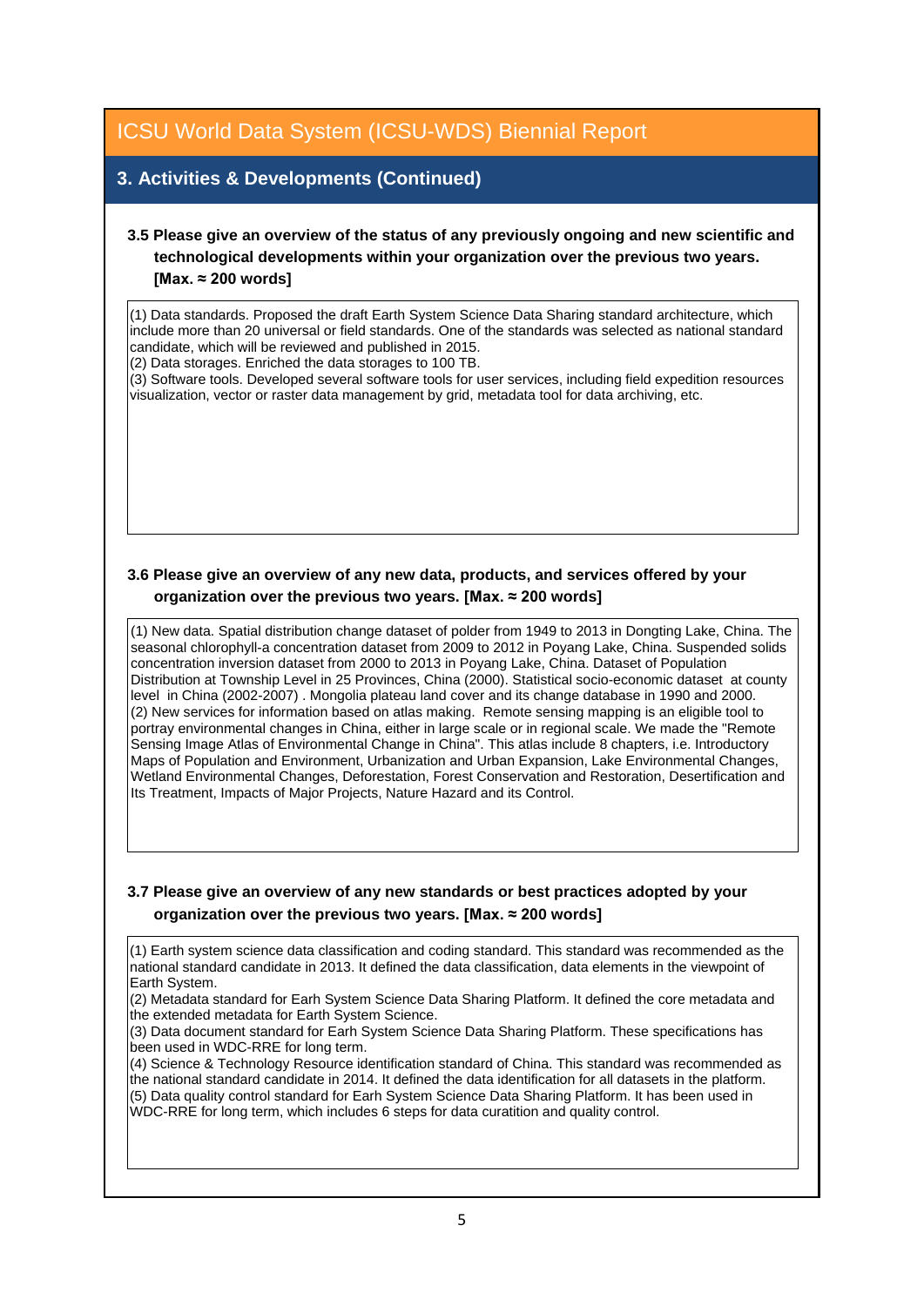# ICSU World Data System (ICSU-WDS) Biennial Report

## 3. Activities & Developments (Continued)

### 3.5 Please give an overview of the status of any previously ongoing and new scientific and technological developments within your organization over the previous two years. [Max. ≈ 200 words]

(1) Data standards. Proposed the draft Earth System Science Data Sharing standard architecture, which include more than 20 universal or field standards. One of the standards was selected as national standard candidate, which will be reviewed and published in 2015.
(2) Data storages. Enriched the data storages to 100 TB.
(3) Software tools. Developed several software tools for user services, including field expedition resources visualization, vector or raster data management by grid, metadata tool for data archiving, etc.

### 3.6 Please give an overview of any new data, products, and services offered by your organization over the previous two years. [Max. ≈ 200 words]

(1) New data. Spatial distribution change dataset of polder from 1949 to 2013 in Dongting Lake, China. The seasonal chlorophyll-a concentration dataset from 2009 to 2012 in Poyang Lake, China. Suspended solids concentration inversion dataset from 2000 to 2013 in Poyang Lake, China. Dataset of Population Distribution at Township Level in 25 Provinces, China (2000). Statistical socio-economic dataset at county level in China (2002-2007) . Mongolia plateau land cover and its change database in 1990 and 2000.
(2) New services for information based on atlas making. Remote sensing mapping is an eligible tool to portray environmental changes in China, either in large scale or in regional scale. We made the "Remote Sensing Image Atlas of Environmental Change in China". This atlas include 8 chapters, i.e. Introductory Maps of Population and Environment, Urbanization and Urban Expansion, Lake Environmental Changes, Wetland Environmental Changes, Deforestation, Forest Conservation and Restoration, Desertification and Its Treatment, Impacts of Major Projects, Nature Hazard and its Control.

### 3.7 Please give an overview of any new standards or best practices adopted by your organization over the previous two years. [Max. ≈ 200 words]

(1) Earth system science data classification and coding standard. This standard was recommended as the national standard candidate in 2013. It defined the data classification, data elements in the viewpoint of Earth System.
(2) Metadata standard for Earth System Science Data Sharing Platform. It defined the core metadata and the extended metadata for Earth System Science.
(3) Data document standard for Earth System Science Data Sharing Platform. These specifications has been used in WDC-RRE for long term.
(4) Science & Technology Resource identification standard of China. This standard was recommended as the national standard candidate in 2014. It defined the data identification for all datasets in the platform.
(5) Data quality control standard for Earth System Science Data Sharing Platform. It has been used in WDC-RRE for long term, which includes 6 steps for data curatition and quality control.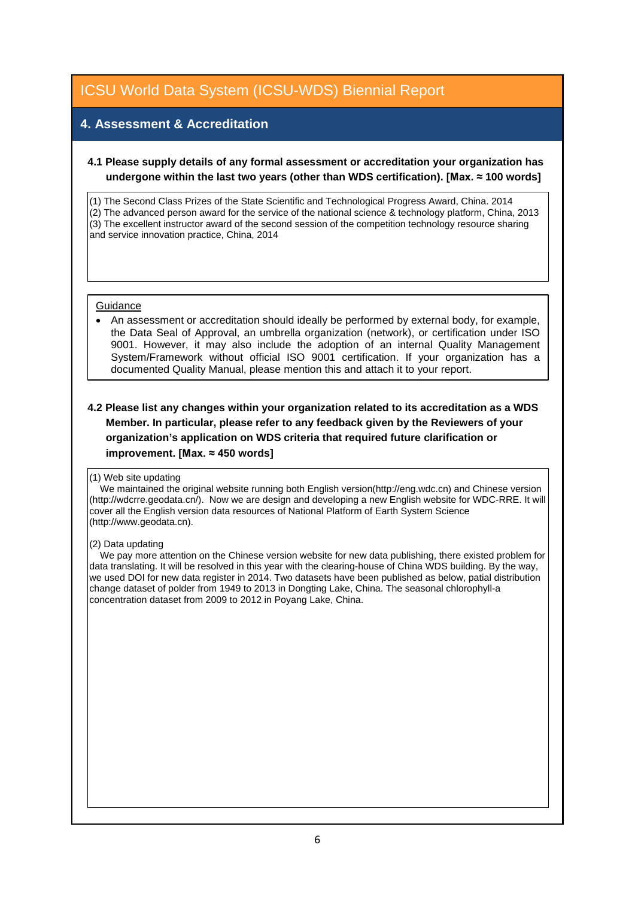# ICSU World Data System (ICSU-WDS) Biennial Report

## 4. Assessment & Accreditation

**4.1 Please supply details of any formal assessment or accreditation your organization has undergone within the last two years (other than WDS certification). [Max. ≈ 100 words]**

(1) The Second Class Prizes of the State Scientific and Technological Progress Award, China. 2014
(2) The advanced person award for the service of the national science & technology platform, China, 2013
(3) The excellent instructor award of the second session of the competition technology resource sharing and service innovation practice, China, 2014

Guidance

- An assessment or accreditation should ideally be performed by external body, for example, the Data Seal of Approval, an umbrella organization (network), or certification under ISO 9001. However, it may also include the adoption of an internal Quality Management System/Framework without official ISO 9001 certification. If your organization has a documented Quality Manual, please mention this and attach it to your report.

**4.2 Please list any changes within your organization related to its accreditation as a WDS Member. In particular, please refer to any feedback given by the Reviewers of your organization's application on WDS criteria that required future clarification or improvement. [Max. ≈ 450 words]**

(1) Web site updating

We maintained the original website running both English version(http://eng.wdc.cn) and Chinese version (http://wdcrre.geodata.cn/). Now we are design and developing a new English website for WDC-RRE. It will cover all the English version data resources of National Platform of Earth System Science (http://www.geodata.cn).

(2) Data updating

We pay more attention on the Chinese version website for new data publishing, there existed problem for data translating. It will be resolved in this year with the clearing-house of China WDS building. By the way, we used DOI for new data register in 2014. Two datasets have been published as below, patial distribution change dataset of polder from 1949 to 2013 in Dongting Lake, China. The seasonal chlorophyll-a concentration dataset from 2009 to 2012 in Poyang Lake, China.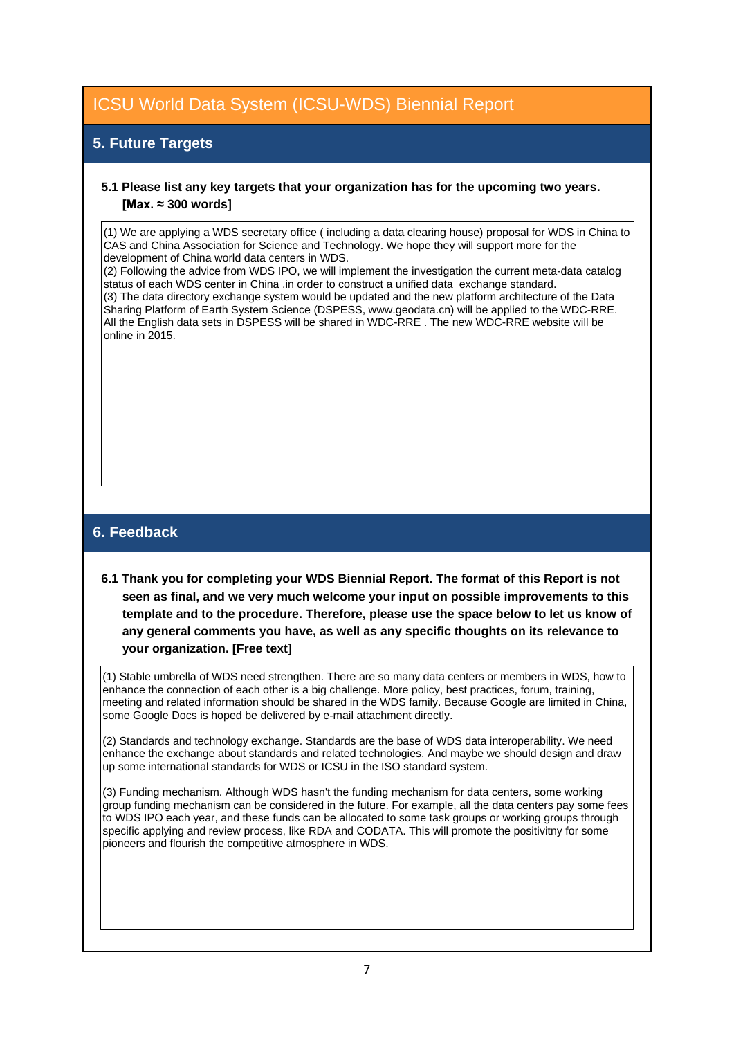# ICSU World Data System (ICSU-WDS) Biennial Report

## 5. Future Targets

**5.1 Please list any key targets that your organization has for the upcoming two years. [Max. ≈ 300 words]**

(1) We are applying a WDS secretary office ( including a data clearing house) proposal for WDS in China to CAS and China Association for Science and Technology. We hope they will support more for the development of China world data centers in WDS.
(2) Following the advice from WDS IPO, we will implement the investigation the current meta-data catalog status of each WDS center in China ,in order to construct a unified data exchange standard.
(3) The data directory exchange system would be updated and the new platform architecture of the Data Sharing Platform of Earth System Science (DSPESS, www.geodata.cn) will be applied to the WDC-RRE. All the English data sets in DSPESS will be shared in WDC-RRE . The new WDC-RRE website will be online in 2015.

## 6. Feedback

**6.1 Thank you for completing your WDS Biennial Report. The format of this Report is not seen as final, and we very much welcome your input on possible improvements to this template and to the procedure. Therefore, please use the space below to let us know of any general comments you have, as well as any specific thoughts on its relevance to your organization. [Free text]**

(1) Stable umbrella of WDS need strengthen. There are so many data centers or members in WDS, how to enhance the connection of each other is a big challenge. More policy, best practices, forum, training, meeting and related information should be shared in the WDS family. Because Google are limited in China, some Google Docs is hoped be delivered by e-mail attachment directly.

(2) Standards and technology exchange. Standards are the base of WDS data interoperability. We need enhance the exchange about standards and related technologies. And maybe we should design and draw up some international standards for WDS or ICSU in the ISO standard system.

(3) Funding mechanism. Although WDS hasn't the funding mechanism for data centers, some working group funding mechanism can be considered in the future. For example, all the data centers pay some fees to WDS IPO each year, and these funds can be allocated to some task groups or working groups through specific applying and review process, like RDA and CODATA. This will promote the positivitny for some pioneers and flourish the competitive atmosphere in WDS.